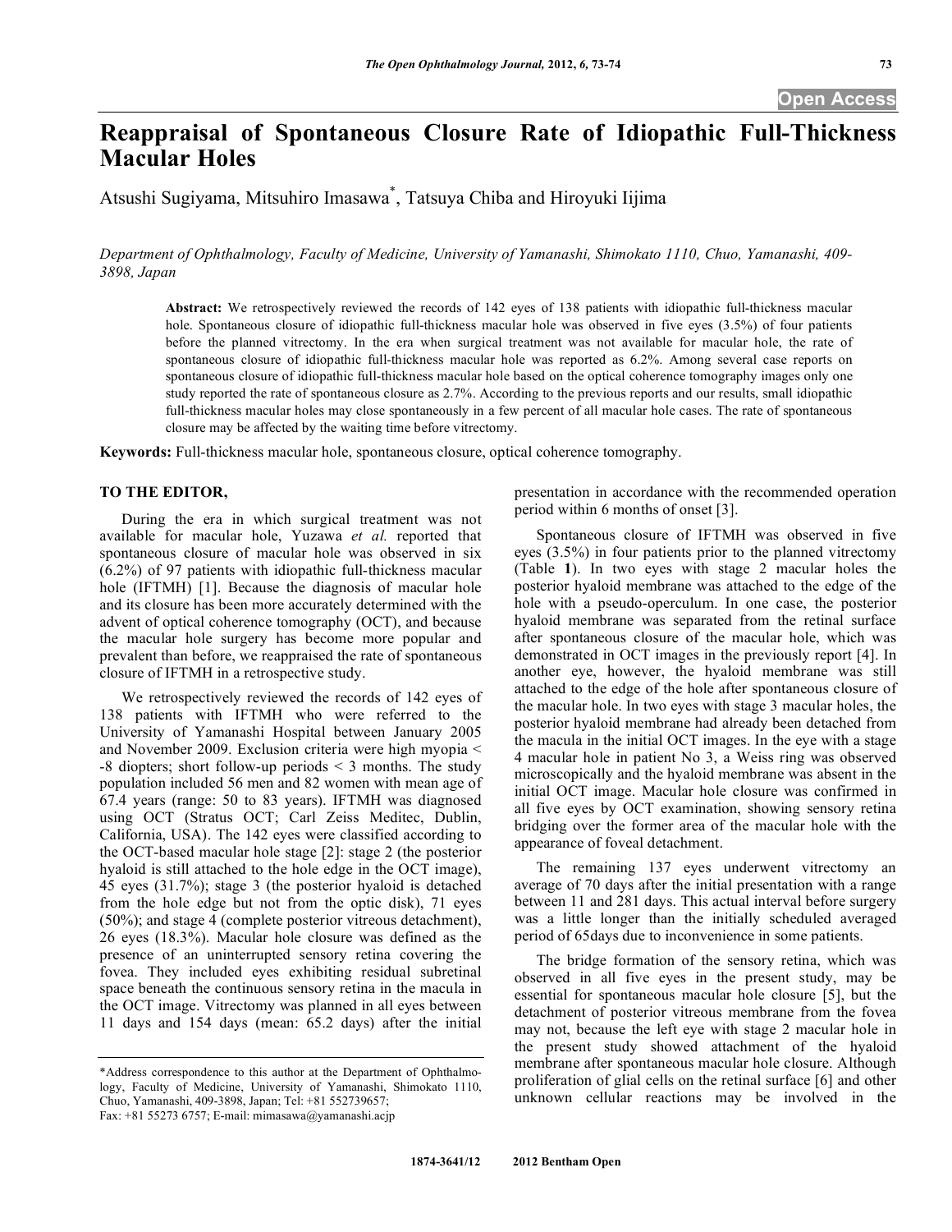# Reappraisal of Spontaneous Closure Rate of Idiopathic Full-Thickness Macular Holes

Atsushi Sugiyama, Mitsuhiro Imasawa*, Tatsuya Chiba and Hiroyuki Iijima

*Department of Ophthalmology, Faculty of Medicine, University of Yamanashi, Shimokato 1110, Chuo, Yamanashi, 409-3898, Japan*

**Abstract:** We retrospectively reviewed the records of 142 eyes of 138 patients with idiopathic full-thickness macular hole. Spontaneous closure of idiopathic full-thickness macular hole was observed in five eyes (3.5%) of four patients before the planned vitrectomy. In the era when surgical treatment was not available for macular hole, the rate of spontaneous closure of idiopathic full-thickness macular hole was reported as 6.2%. Among several case reports on spontaneous closure of idiopathic full-thickness macular hole based on the optical coherence tomography images only one study reported the rate of spontaneous closure as 2.7%. According to the previous reports and our results, small idiopathic full-thickness macular holes may close spontaneously in a few percent of all macular hole cases. The rate of spontaneous closure may be affected by the waiting time before vitrectomy.

**Keywords:** Full-thickness macular hole, spontaneous closure, optical coherence tomography.

## TO THE EDITOR,

During the era in which surgical treatment was not available for macular hole, Yuzawa *et al.* reported that spontaneous closure of macular hole was observed in six (6.2%) of 97 patients with idiopathic full-thickness macular hole (IFTMH) [1]. Because the diagnosis of macular hole and its closure has been more accurately determined with the advent of optical coherence tomography (OCT), and because the macular hole surgery has become more popular and prevalent than before, we reappraised the rate of spontaneous closure of IFTMH in a retrospective study.

We retrospectively reviewed the records of 142 eyes of 138 patients with IFTMH who were referred to the University of Yamanashi Hospital between January 2005 and November 2009. Exclusion criteria were high myopia < -8 diopters; short follow-up periods < 3 months. The study population included 56 men and 82 women with mean age of 67.4 years (range: 50 to 83 years). IFTMH was diagnosed using OCT (Stratus OCT; Carl Zeiss Meditec, Dublin, California, USA). The 142 eyes were classified according to the OCT-based macular hole stage [2]: stage 2 (the posterior hyaloid is still attached to the hole edge in the OCT image), 45 eyes (31.7%); stage 3 (the posterior hyaloid is detached from the hole edge but not from the optic disk), 71 eyes (50%); and stage 4 (complete posterior vitreous detachment), 26 eyes (18.3%). Macular hole closure was defined as the presence of an uninterrupted sensory retina covering the fovea. They included eyes exhibiting residual subretinal space beneath the continuous sensory retina in the macula in the OCT image. Vitrectomy was planned in all eyes between 11 days and 154 days (mean: 65.2 days) after the initial presentation in accordance with the recommended operation period within 6 months of onset [3].

Spontaneous closure of IFTMH was observed in five eyes (3.5%) in four patients prior to the planned vitrectomy (Table **1**). In two eyes with stage 2 macular holes the posterior hyaloid membrane was attached to the edge of the hole with a pseudo-operculum. In one case, the posterior hyaloid membrane was separated from the retinal surface after spontaneous closure of the macular hole, which was demonstrated in OCT images in the previously report [4]. In another eye, however, the hyaloid membrane was still attached to the edge of the hole after spontaneous closure of the macular hole. In two eyes with stage 3 macular holes, the posterior hyaloid membrane had already been detached from the macula in the initial OCT images. In the eye with a stage 4 macular hole in patient No 3, a Weiss ring was observed microscopically and the hyaloid membrane was absent in the initial OCT image. Macular hole closure was confirmed in all five eyes by OCT examination, showing sensory retina bridging over the former area of the macular hole with the appearance of foveal detachment.

The remaining 137 eyes underwent vitrectomy an average of 70 days after the initial presentation with a range between 11 and 281 days. This actual interval before surgery was a little longer than the initially scheduled averaged period of 65days due to inconvenience in some patients.

The bridge formation of the sensory retina, which was observed in all five eyes in the present study, may be essential for spontaneous macular hole closure [5], but the detachment of posterior vitreous membrane from the fovea may not, because the left eye with stage 2 macular hole in the present study showed attachment of the hyaloid membrane after spontaneous macular hole closure. Although proliferation of glial cells on the retinal surface [6] and other unknown cellular reactions may be involved in the

*Address correspondence to this author at the Department of Ophthalmology, Faculty of Medicine, University of Yamanashi, Shimokato 1110, Chuo, Yamanashi, 409-3898, Japan; Tel: +81 552739657; Fax: +81 55273 6757; E-mail: mimasawa@yamanashi.acjp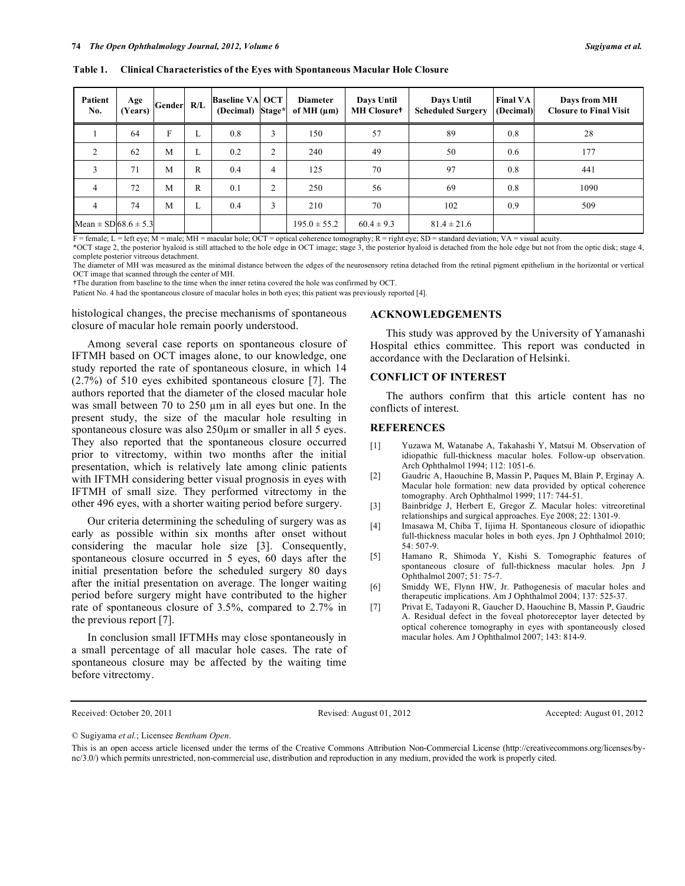**Table 1. Clinical Characteristics of the Eyes with Spontaneous Macular Hole Closure**

| Patient No. | Age (Years) | Gender | R/L | Baseline VA (Decimal) | OCT Stage* | Diameter of MH (μm) | Days Until MH Closure† | Days Until Scheduled Surgery | Final VA (Decimal) | Days from MH Closure to Final Visit |
|---|---|---|---|---|---|---|---|---|---|---|
| 1 | 64 | F | L | 0.8 | 3 | 150 | 57 | 89 | 0.8 | 28 |
| 2 | 62 | M | L | 0.2 | 2 | 240 | 49 | 50 | 0.6 | 177 |
| 3 | 71 | M | R | 0.4 | 4 | 125 | 70 | 97 | 0.8 | 441 |
| 4 | 72 | M | R | 0.1 | 2 | 250 | 56 | 69 | 0.8 | 1090 |
| 4 | 74 | M | L | 0.4 | 3 | 210 | 70 | 102 | 0.9 | 509 |
| Mean ± SD | 68.6 ± 5.3 | | | | | 195.0 ± 55.2 | 60.4 ± 9.3 | 81.4 ± 21.6 | | |

F = female; L = left eye; M = male; MH = macular hole; OCT = optical coherence tomography; R = right eye; SD = standard deviation; VA = visual acuity.
*OCT stage 2, the posterior hyaloid is still attached to the hole edge in OCT image; stage 3, the posterior hyaloid is detached from the hole edge but not from the optic disk; stage 4, complete posterior vitreous detachment.
The diameter of MH was measured as the minimal distance between the edges of the neurosensory retina detached from the retinal pigment epithelium in the horizontal or vertical OCT image that scanned through the center of MH.
†The duration from baseline to the time when the inner retina covered the hole was confirmed by OCT.
Patient No. 4 had the spontaneous closure of macular holes in both eyes; this patient was previously reported [4].

histological changes, the precise mechanisms of spontaneous closure of macular hole remain poorly understood.

Among several case reports on spontaneous closure of IFTMH based on OCT images alone, to our knowledge, one study reported the rate of spontaneous closure, in which 14 (2.7%) of 510 eyes exhibited spontaneous closure [7]. The authors reported that the diameter of the closed macular hole was small between 70 to 250 μm in all eyes but one. In the present study, the size of the macular hole resulting in spontaneous closure was also 250μm or smaller in all 5 eyes. They also reported that the spontaneous closure occurred prior to vitrectomy, within two months after the initial presentation, which is relatively late among clinic patients with IFTMH considering better visual prognosis in eyes with IFTMH of small size. They performed vitrectomy in the other 496 eyes, with a shorter waiting period before surgery.

Our criteria determining the scheduling of surgery was as early as possible within six months after onset without considering the macular hole size [3]. Consequently, spontaneous closure occurred in 5 eyes, 60 days after the initial presentation before the scheduled surgery 80 days after the initial presentation on average. The longer waiting period before surgery might have contributed to the higher rate of spontaneous closure of 3.5%, compared to 2.7% in the previous report [7].

In conclusion small IFTMHs may close spontaneously in a small percentage of all macular hole cases. The rate of spontaneous closure may be affected by the waiting time before vitrectomy.

## ACKNOWLEDGEMENTS

This study was approved by the University of Yamanashi Hospital ethics committee. This report was conducted in accordance with the Declaration of Helsinki.

## CONFLICT OF INTEREST

The authors confirm that this article content has no conflicts of interest.

## REFERENCES

[1] Yuzawa M, Watanabe A, Takahashi Y, Matsui M. Observation of idiopathic full-thickness macular holes. Follow-up observation. Arch Ophthalmol 1994; 112: 1051-6.

[2] Gaudric A, Haouchine B, Massin P, Paques M, Blain P, Erginay A. Macular hole formation: new data provided by optical coherence tomography. Arch Ophthalmol 1999; 117: 744-51.

[3] Bainbridge J, Herbert E, Gregor Z. Macular holes: vitreoretinal relationships and surgical approaches. Eye 2008; 22: 1301-9.

[4] Imasawa M, Chiba T, Iijima H. Spontaneous closure of idiopathic full-thickness macular holes in both eyes. Jpn J Ophthalmol 2010; 54: 507-9.

[5] Hamano R, Shimoda Y, Kishi S. Tomographic features of spontaneous closure of full-thickness macular holes. Jpn J Ophthalmol 2007; 51: 75-7.

[6] Smiddy WE, Flynn HW, Jr. Pathogenesis of macular holes and therapeutic implications. Am J Ophthalmol 2004; 137: 525-37.

[7] Privat E, Tadayoni R, Gaucher D, Haouchine B, Massin P, Gaudric A. Residual defect in the foveal photoreceptor layer detected by optical coherence tomography in eyes with spontaneously closed macular holes. Am J Ophthalmol 2007; 143: 814-9.

Received: October 20, 2011 Revised: August 01, 2012 Accepted: August 01, 2012

© Sugiyama *et al.*; Licensee *Bentham Open*.

This is an open access article licensed under the terms of the Creative Commons Attribution Non-Commercial License (http://creativecommons.org/licenses/by-nc/3.0/) which permits unrestricted, non-commercial use, distribution and reproduction in any medium, provided the work is properly cited.